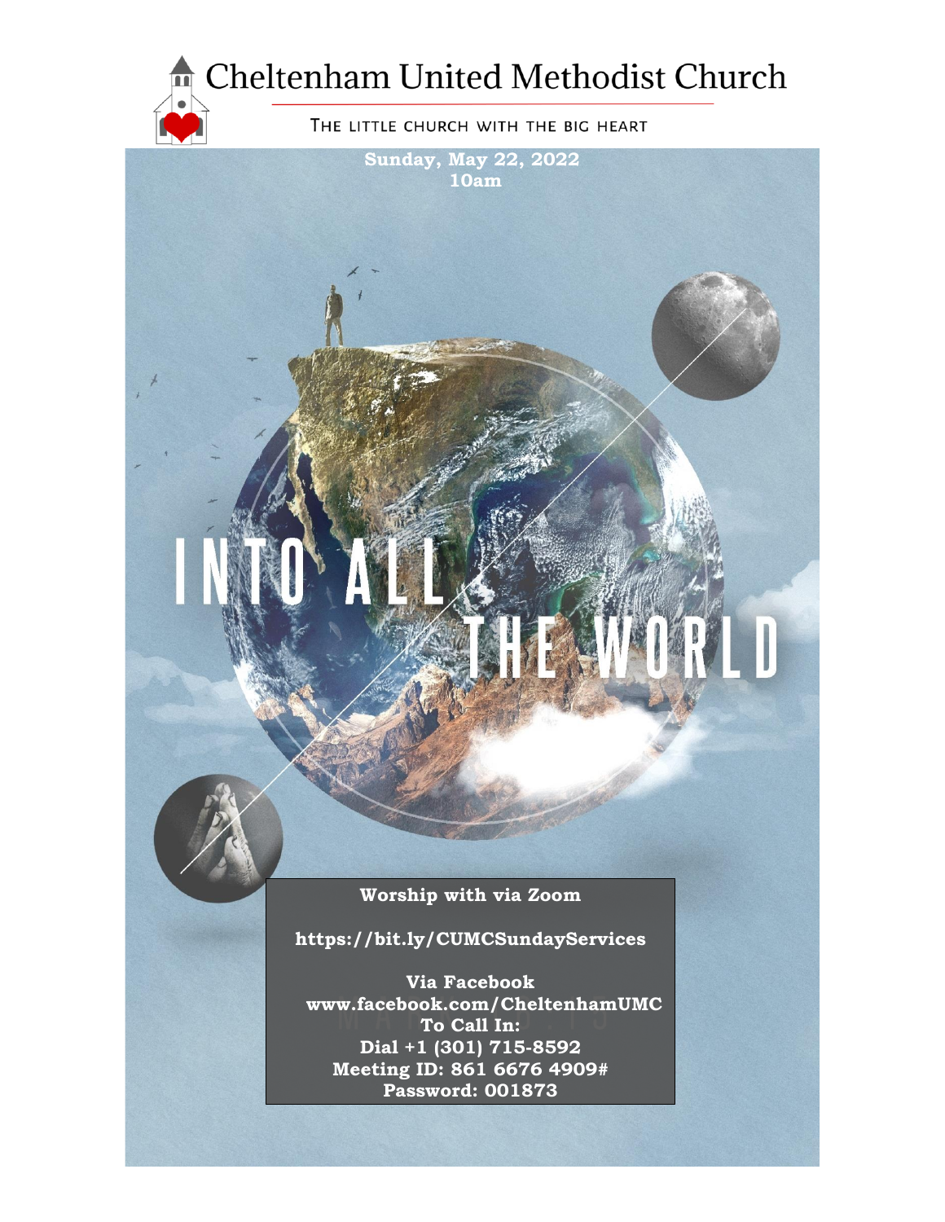# Cheltenham United Methodist Church

THE LITTLE CHURCH WITH THE BIG HEART

**Sunday, May 22, 2022**
**10am**

# INTO ALL THE WORLD

**Worship with via Zoom**

**https://bit.ly/CUMCSundayServices**

**Via Facebook**
**www.facebook.com/CheltenhamUMC**
**To Call In:**
**Dial +1 (301) 715-8592**
**Meeting ID: 861 6676 4909#**
**Password: 001873**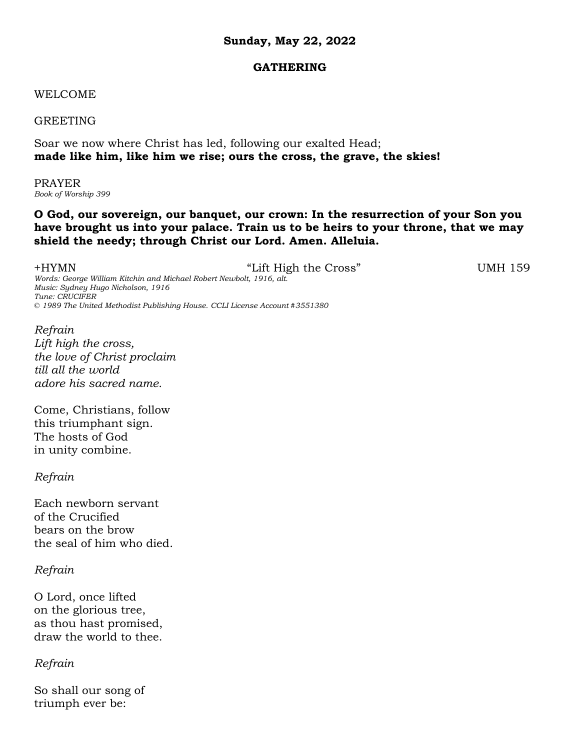**Sunday, May 22, 2022**

**GATHERING**

WELCOME

GREETING

Soar we now where Christ has led, following our exalted Head;
**made like him, like him we rise; ours the cross, the grave, the skies!**

PRAYER
*Book of Worship 399*

**O God, our sovereign, our banquet, our crown: In the resurrection of your Son you have brought us into your palace. Train us to be heirs to your throne, that we may shield the needy; through Christ our Lord. Amen. Alleluia.**

+HYMN "Lift High the Cross" UMH 159
*Words: George William Kitchin and Michael Robert Newbolt, 1916, alt.*
*Music: Sydney Hugo Nicholson, 1916*
*Tune: CRUCIFER*
*© 1989 The United Methodist Publishing House. CCLI License Account #3551380*

*Refrain*
*Lift high the cross,*
*the love of Christ proclaim*
*till all the world*
*adore his sacred name.*

Come, Christians, follow
this triumphant sign.
The hosts of God
in unity combine.

*Refrain*

Each newborn servant
of the Crucified
bears on the brow
the seal of him who died.

*Refrain*

O Lord, once lifted
on the glorious tree,
as thou hast promised,
draw the world to thee.

*Refrain*

So shall our song of
triumph ever be: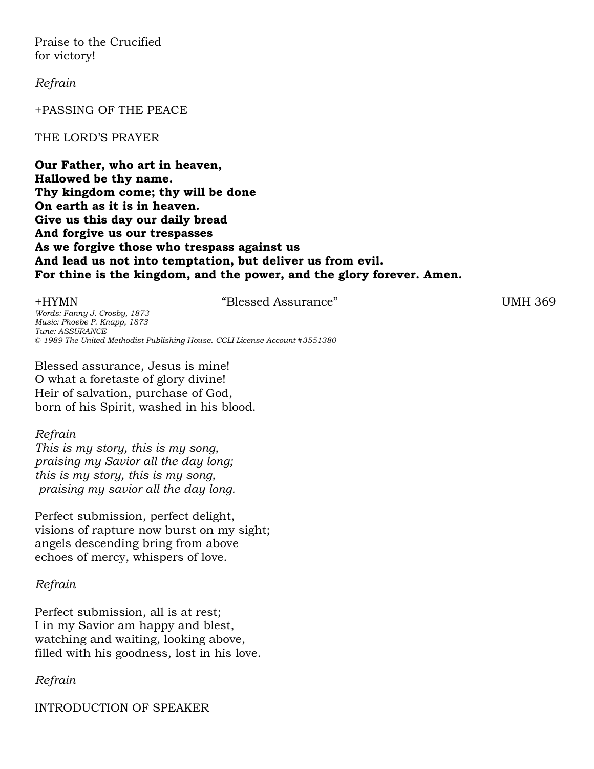Praise to the Crucified
for victory!

*Refrain*

+PASSING OF THE PEACE

THE LORD'S PRAYER

**Our Father, who art in heaven,**
**Hallowed be thy name.**
**Thy kingdom come; thy will be done**
**On earth as it is in heaven.**
**Give us this day our daily bread**
**And forgive us our trespasses**
**As we forgive those who trespass against us**
**And lead us not into temptation, but deliver us from evil.**
**For thine is the kingdom, and the power, and the glory forever. Amen.**

+HYMN "Blessed Assurance" UMH 369

*Words: Fanny J. Crosby, 1873*
*Music: Phoebe P. Knapp, 1873*
*Tune: ASSURANCE*
*© 1989 The United Methodist Publishing House. CCLI License Account #3551380*

Blessed assurance, Jesus is mine!
O what a foretaste of glory divine!
Heir of salvation, purchase of God,
born of his Spirit, washed in his blood.

*Refrain*
*This is my story, this is my song,*
*praising my Savior all the day long;*
*this is my story, this is my song,*
*praising my savior all the day long.*

Perfect submission, perfect delight,
visions of rapture now burst on my sight;
angels descending bring from above
echoes of mercy, whispers of love.

*Refrain*

Perfect submission, all is at rest;
I in my Savior am happy and blest,
watching and waiting, looking above,
filled with his goodness, lost in his love.

*Refrain*

INTRODUCTION OF SPEAKER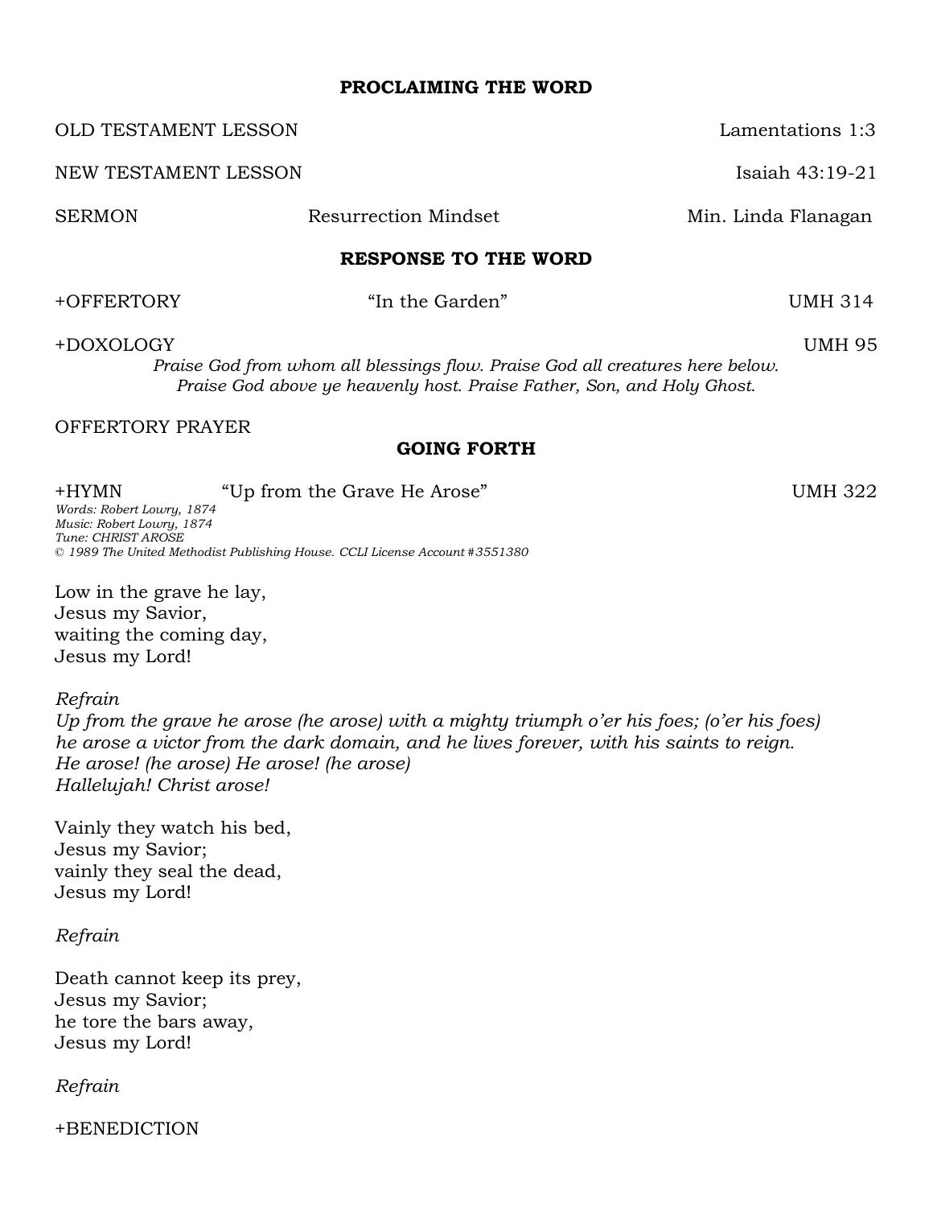## PROCLAIMING THE WORD

OLD TESTAMENT LESSON Lamentations 1:3

NEW TESTAMENT LESSON Isaiah 43:19-21

SERMON Resurrection Mindset Min. Linda Flanagan

## RESPONSE TO THE WORD

+OFFERTORY “In the Garden” UMH 314

+DOXOLOGY UMH 95

*Praise God from whom all blessings flow. Praise God all creatures here below.*
*Praise God above ye heavenly host. Praise Father, Son, and Holy Ghost.*

OFFERTORY PRAYER

## GOING FORTH

+HYMN “Up from the Grave He Arose” UMH 322

*Words: Robert Lowry, 1874*
*Music: Robert Lowry, 1874*
*Tune: CHRIST AROSE*
*© 1989 The United Methodist Publishing House. CCLI License Account #3551380*

Low in the grave he lay,
Jesus my Savior,
waiting the coming day,
Jesus my Lord!

*Refrain*
*Up from the grave he arose (he arose) with a mighty triumph o’er his foes; (o’er his foes)*
*he arose a victor from the dark domain, and he lives forever, with his saints to reign.*
*He arose! (he arose) He arose! (he arose)*
*Hallelujah! Christ arose!*

Vainly they watch his bed,
Jesus my Savior;
vainly they seal the dead,
Jesus my Lord!

*Refrain*

Death cannot keep its prey,
Jesus my Savior;
he tore the bars away,
Jesus my Lord!

*Refrain*

+BENEDICTION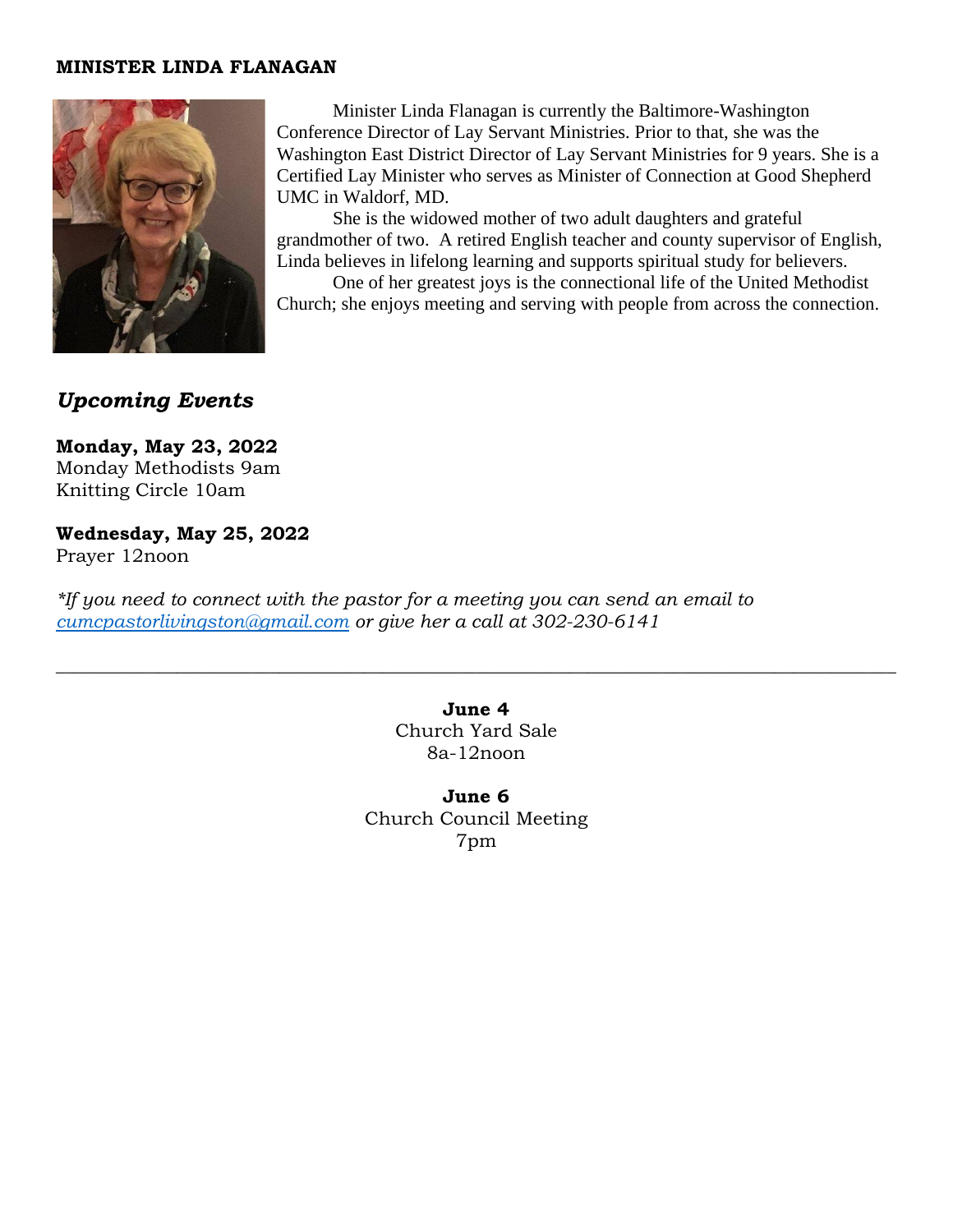**MINISTER LINDA FLANAGAN**

Minister Linda Flanagan is currently the Baltimore-Washington Conference Director of Lay Servant Ministries. Prior to that, she was the Washington East District Director of Lay Servant Ministries for 9 years. She is a Certified Lay Minister who serves as Minister of Connection at Good Shepherd UMC in Waldorf, MD.

She is the widowed mother of two adult daughters and grateful grandmother of two. A retired English teacher and county supervisor of English, Linda believes in lifelong learning and supports spiritual study for believers.

One of her greatest joys is the connectional life of the United Methodist Church; she enjoys meeting and serving with people from across the connection.

## *Upcoming Events*

**Monday, May 23, 2022**
Monday Methodists 9am
Knitting Circle 10am

**Wednesday, May 25, 2022**
Prayer 12noon

*\*If you need to connect with the pastor for a meeting you can send an email to [cumcpastorlivingston@gmail.com](mailto:cumcpastorlivingston@gmail.com) or give her a call at 302-230-6141*

---

**June 4**
Church Yard Sale
8a-12noon

**June 6**
Church Council Meeting
7pm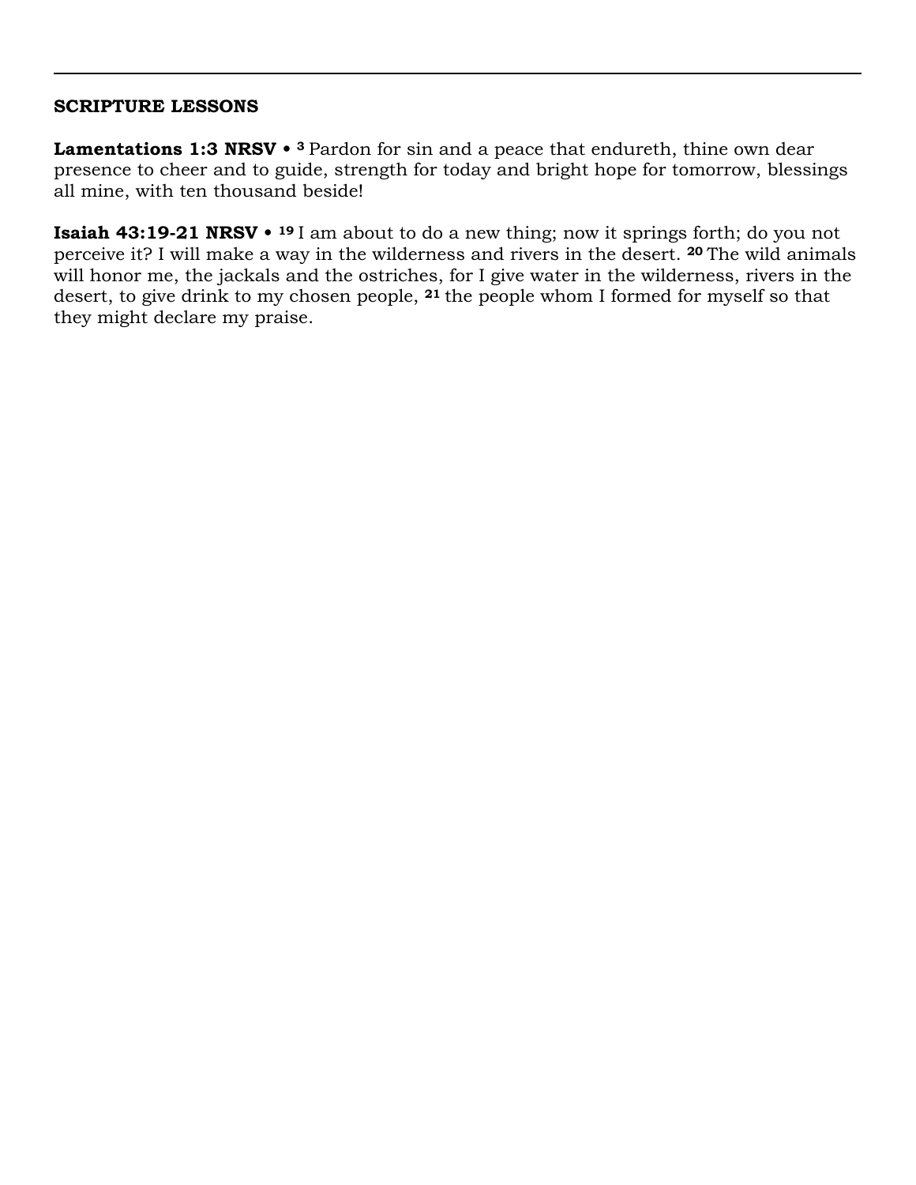**SCRIPTURE LESSONS**

**Lamentations 1:3 NRSV • [3]** Pardon for sin and a peace that endureth, thine own dear presence to cheer and to guide, strength for today and bright hope for tomorrow, blessings all mine, with ten thousand beside!

**Isaiah 43:19-21 NRSV • [19]** I am about to do a new thing; now it springs forth; do you not perceive it? I will make a way in the wilderness and rivers in the desert. **[20]** The wild animals will honor me, the jackals and the ostriches, for I give water in the wilderness, rivers in the desert, to give drink to my chosen people, **[21]** the people whom I formed for myself so that they might declare my praise.